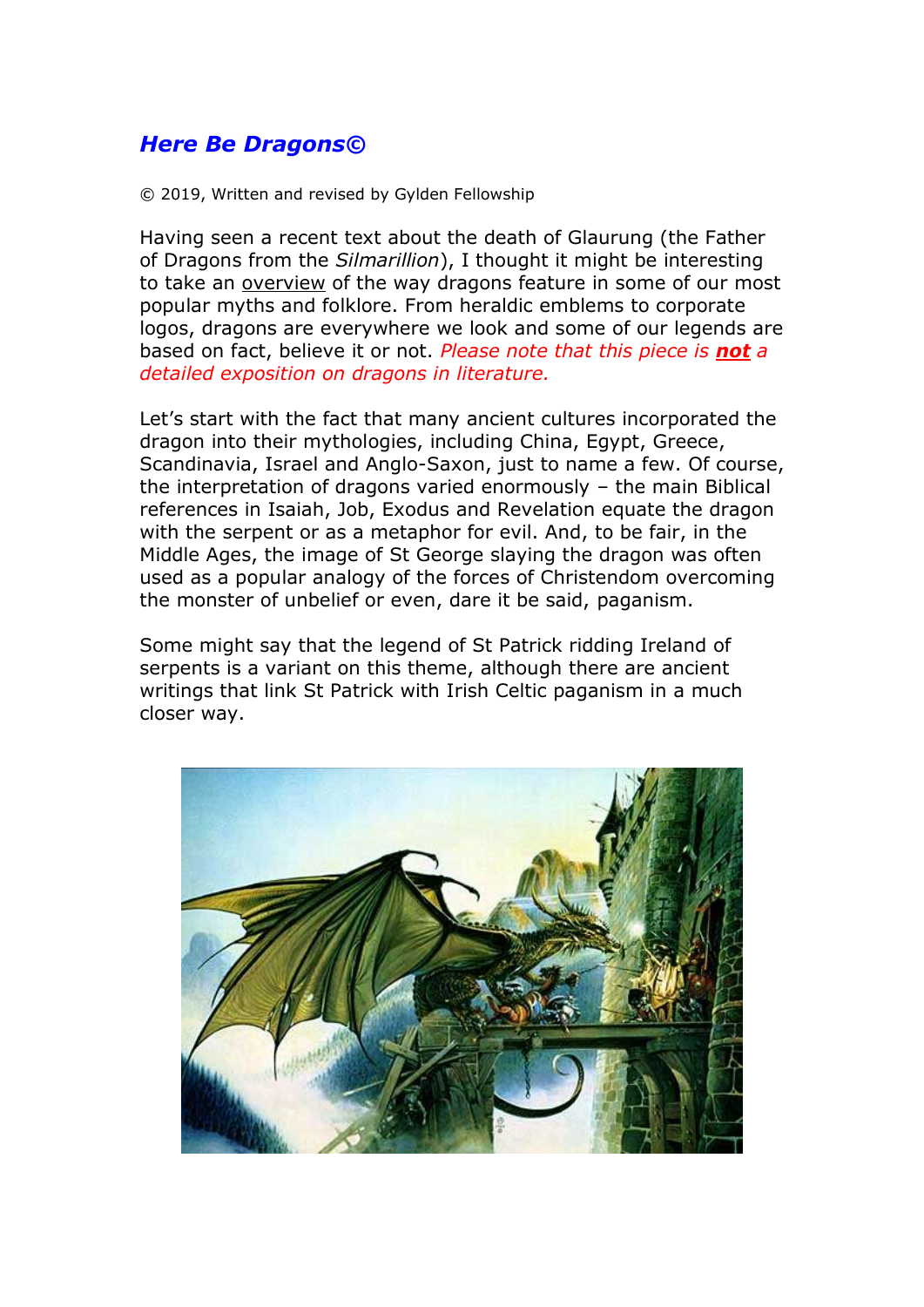# *Here Be Dragons©*

© 2019, Written and revised by Gylden Fellowship

Having seen a recent text about the death of Glaurung (the Father of Dragons from the *Silmarillion*), I thought it might be interesting to take an overview of the way dragons feature in some of our most popular myths and folklore. From heraldic emblems to corporate logos, dragons are everywhere we look and some of our legends are based on fact, believe it or not. *Please note that this piece is **not** a detailed exposition on dragons in literature.*

Let's start with the fact that many ancient cultures incorporated the dragon into their mythologies, including China, Egypt, Greece, Scandinavia, Israel and Anglo-Saxon, just to name a few. Of course, the interpretation of dragons varied enormously – the main Biblical references in Isaiah, Job, Exodus and Revelation equate the dragon with the serpent or as a metaphor for evil. And, to be fair, in the Middle Ages, the image of St George slaying the dragon was often used as a popular analogy of the forces of Christendom overcoming the monster of unbelief or even, dare it be said, paganism.

Some might say that the legend of St Patrick ridding Ireland of serpents is a variant on this theme, although there are ancient writings that link St Patrick with Irish Celtic paganism in a much closer way.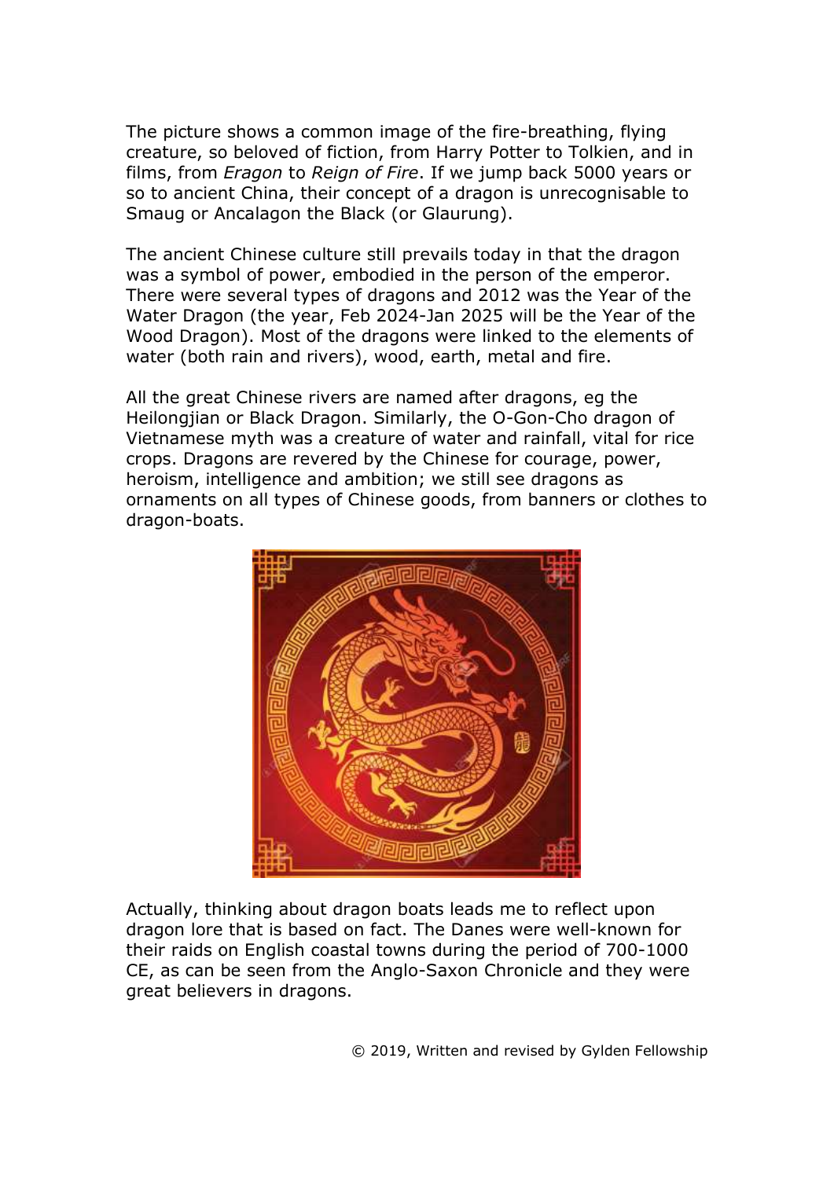The picture shows a common image of the fire-breathing, flying creature, so beloved of fiction, from Harry Potter to Tolkien, and in films, from *Eragon* to *Reign of Fire*. If we jump back 5000 years or so to ancient China, their concept of a dragon is unrecognisable to Smaug or Ancalagon the Black (or Glaurung).

The ancient Chinese culture still prevails today in that the dragon was a symbol of power, embodied in the person of the emperor. There were several types of dragons and 2012 was the Year of the Water Dragon (the year, Feb 2024-Jan 2025 will be the Year of the Wood Dragon). Most of the dragons were linked to the elements of water (both rain and rivers), wood, earth, metal and fire.

All the great Chinese rivers are named after dragons, eg the Heilongjian or Black Dragon. Similarly, the O-Gon-Cho dragon of Vietnamese myth was a creature of water and rainfall, vital for rice crops. Dragons are revered by the Chinese for courage, power, heroism, intelligence and ambition; we still see dragons as ornaments on all types of Chinese goods, from banners or clothes to dragon-boats.

Actually, thinking about dragon boats leads me to reflect upon dragon lore that is based on fact. The Danes were well-known for their raids on English coastal towns during the period of 700-1000 CE, as can be seen from the Anglo-Saxon Chronicle and they were great believers in dragons.

© 2019, Written and revised by Gylden Fellowship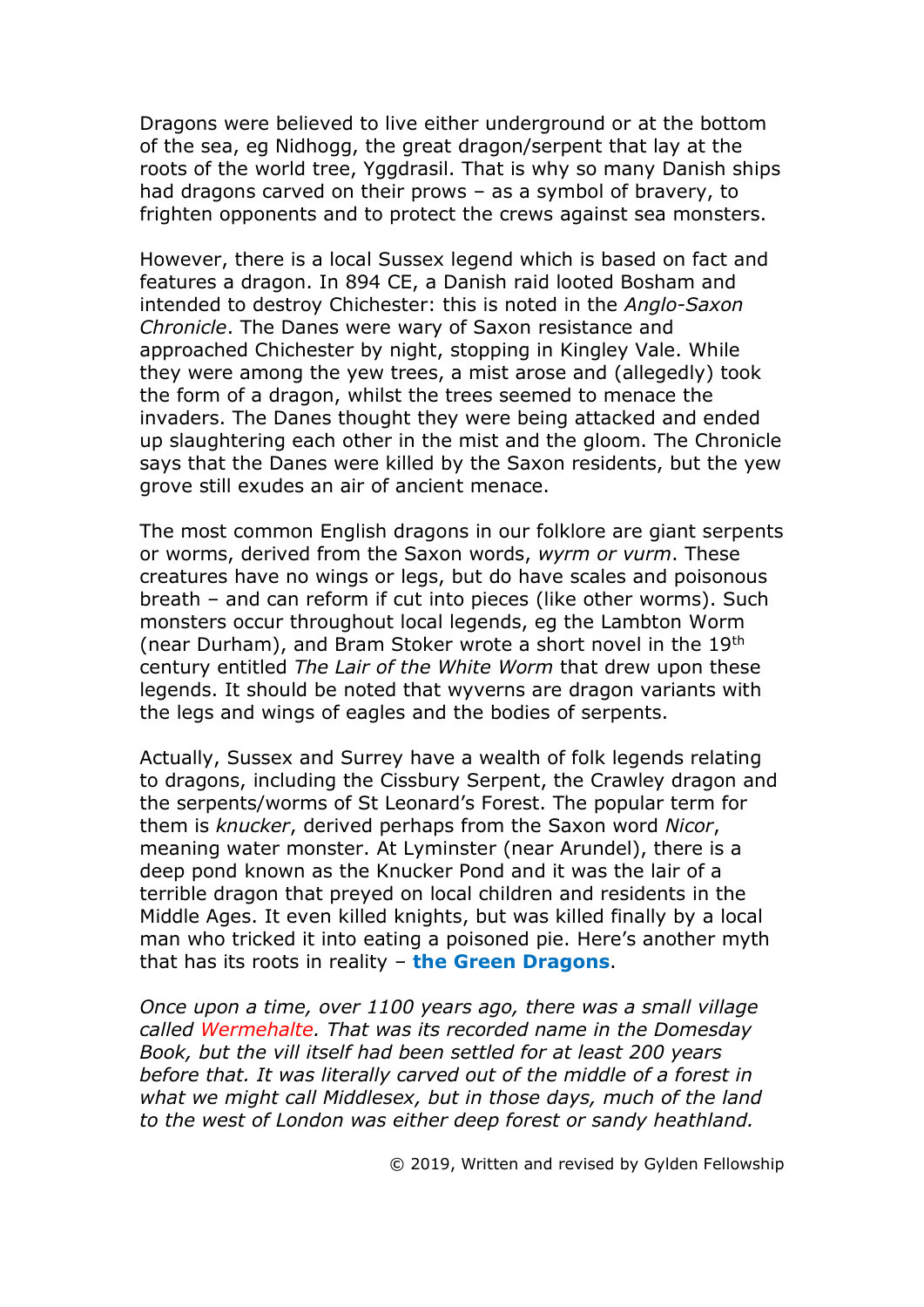Dragons were believed to live either underground or at the bottom of the sea, eg Nidhogg, the great dragon/serpent that lay at the roots of the world tree, Yggdrasil. That is why so many Danish ships had dragons carved on their prows – as a symbol of bravery, to frighten opponents and to protect the crews against sea monsters.

However, there is a local Sussex legend which is based on fact and features a dragon. In 894 CE, a Danish raid looted Bosham and intended to destroy Chichester: this is noted in the *Anglo-Saxon Chronicle*. The Danes were wary of Saxon resistance and approached Chichester by night, stopping in Kingley Vale. While they were among the yew trees, a mist arose and (allegedly) took the form of a dragon, whilst the trees seemed to menace the invaders. The Danes thought they were being attacked and ended up slaughtering each other in the mist and the gloom. The Chronicle says that the Danes were killed by the Saxon residents, but the yew grove still exudes an air of ancient menace.

The most common English dragons in our folklore are giant serpents or worms, derived from the Saxon words, *wyrm or vurm*. These creatures have no wings or legs, but do have scales and poisonous breath – and can reform if cut into pieces (like other worms). Such monsters occur throughout local legends, eg the Lambton Worm (near Durham), and Bram Stoker wrote a short novel in the 19th century entitled *The Lair of the White Worm* that drew upon these legends. It should be noted that wyverns are dragon variants with the legs and wings of eagles and the bodies of serpents.

Actually, Sussex and Surrey have a wealth of folk legends relating to dragons, including the Cissbury Serpent, the Crawley dragon and the serpents/worms of St Leonard's Forest. The popular term for them is *knucker*, derived perhaps from the Saxon word *Nicor*, meaning water monster. At Lyminster (near Arundel), there is a deep pond known as the Knucker Pond and it was the lair of a terrible dragon that preyed on local children and residents in the Middle Ages. It even killed knights, but was killed finally by a local man who tricked it into eating a poisoned pie. Here's another myth that has its roots in reality – **the Green Dragons**.

*Once upon a time, over 1100 years ago, there was a small village called Wermehalte. That was its recorded name in the Domesday Book, but the vill itself had been settled for at least 200 years before that. It was literally carved out of the middle of a forest in what we might call Middlesex, but in those days, much of the land to the west of London was either deep forest or sandy heathland.*

© 2019, Written and revised by Gylden Fellowship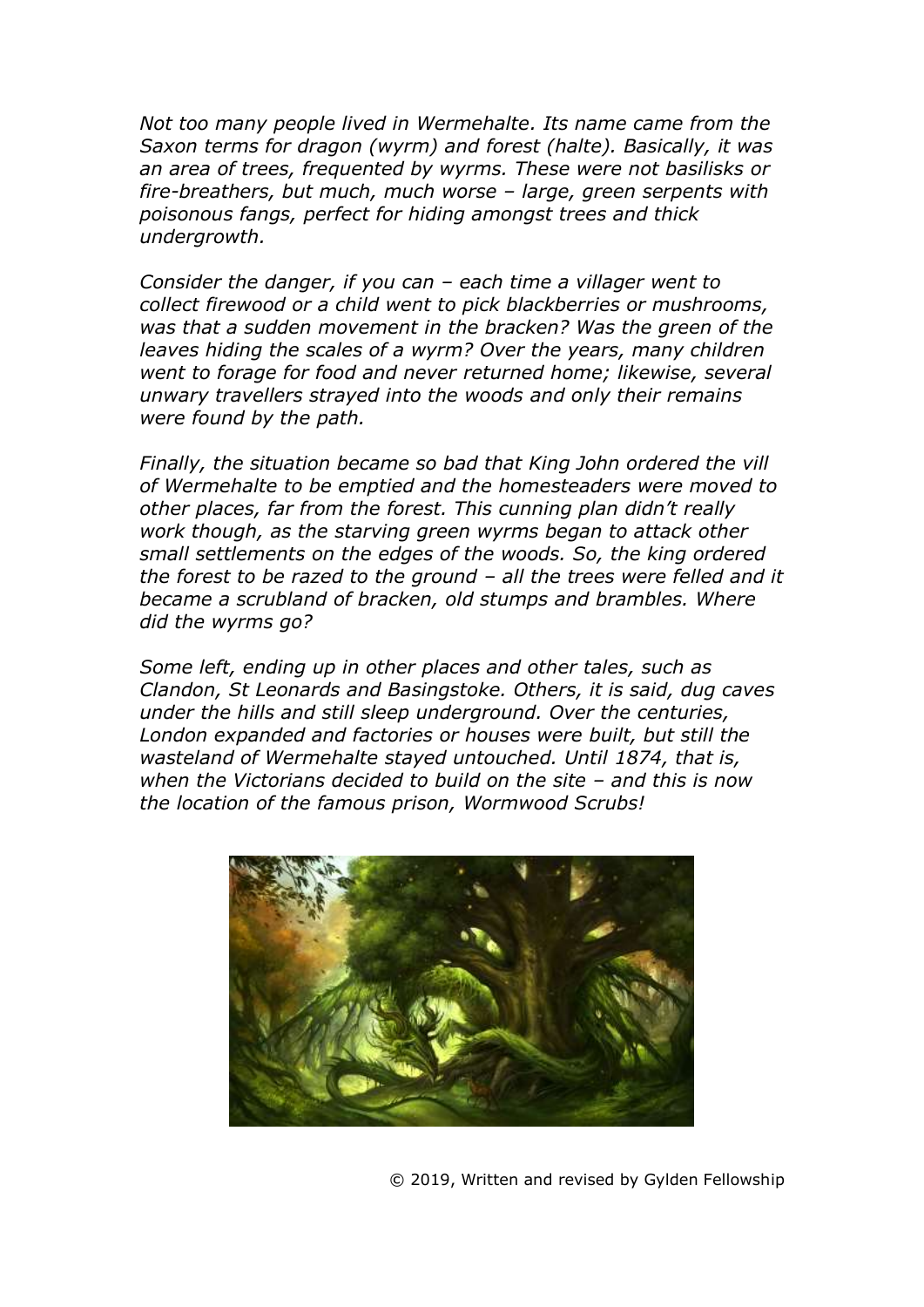*Not too many people lived in Wermehalte. Its name came from the Saxon terms for dragon (wyrm) and forest (halte). Basically, it was an area of trees, frequented by wyrms. These were not basilisks or fire-breathers, but much, much worse – large, green serpents with poisonous fangs, perfect for hiding amongst trees and thick undergrowth.*

*Consider the danger, if you can – each time a villager went to collect firewood or a child went to pick blackberries or mushrooms, was that a sudden movement in the bracken? Was the green of the leaves hiding the scales of a wyrm? Over the years, many children went to forage for food and never returned home; likewise, several unwary travellers strayed into the woods and only their remains were found by the path.*

*Finally, the situation became so bad that King John ordered the vill of Wermehalte to be emptied and the homesteaders were moved to other places, far from the forest. This cunning plan didn't really work though, as the starving green wyrms began to attack other small settlements on the edges of the woods. So, the king ordered the forest to be razed to the ground – all the trees were felled and it became a scrubland of bracken, old stumps and brambles. Where did the wyrms go?*

*Some left, ending up in other places and other tales, such as Clandon, St Leonards and Basingstoke. Others, it is said, dug caves under the hills and still sleep underground. Over the centuries, London expanded and factories or houses were built, but still the wasteland of Wermehalte stayed untouched. Until 1874, that is, when the Victorians decided to build on the site – and this is now the location of the famous prison, Wormwood Scrubs!*

© 2019, Written and revised by Gylden Fellowship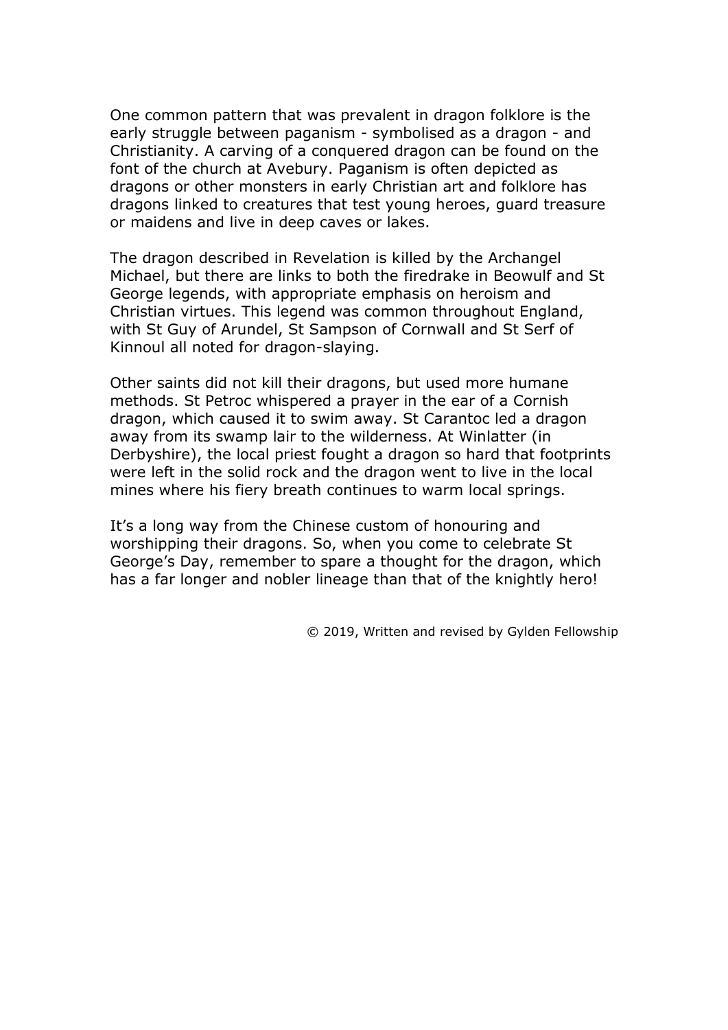One common pattern that was prevalent in dragon folklore is the early struggle between paganism - symbolised as a dragon - and Christianity. A carving of a conquered dragon can be found on the font of the church at Avebury. Paganism is often depicted as dragons or other monsters in early Christian art and folklore has dragons linked to creatures that test young heroes, guard treasure or maidens and live in deep caves or lakes.

The dragon described in Revelation is killed by the Archangel Michael, but there are links to both the firedrake in Beowulf and St George legends, with appropriate emphasis on heroism and Christian virtues. This legend was common throughout England, with St Guy of Arundel, St Sampson of Cornwall and St Serf of Kinnoul all noted for dragon-slaying.

Other saints did not kill their dragons, but used more humane methods. St Petroc whispered a prayer in the ear of a Cornish dragon, which caused it to swim away. St Carantoc led a dragon away from its swamp lair to the wilderness. At Winlatter (in Derbyshire), the local priest fought a dragon so hard that footprints were left in the solid rock and the dragon went to live in the local mines where his fiery breath continues to warm local springs.

It's a long way from the Chinese custom of honouring and worshipping their dragons. So, when you come to celebrate St George's Day, remember to spare a thought for the dragon, which has a far longer and nobler lineage than that of the knightly hero!

© 2019, Written and revised by Gylden Fellowship